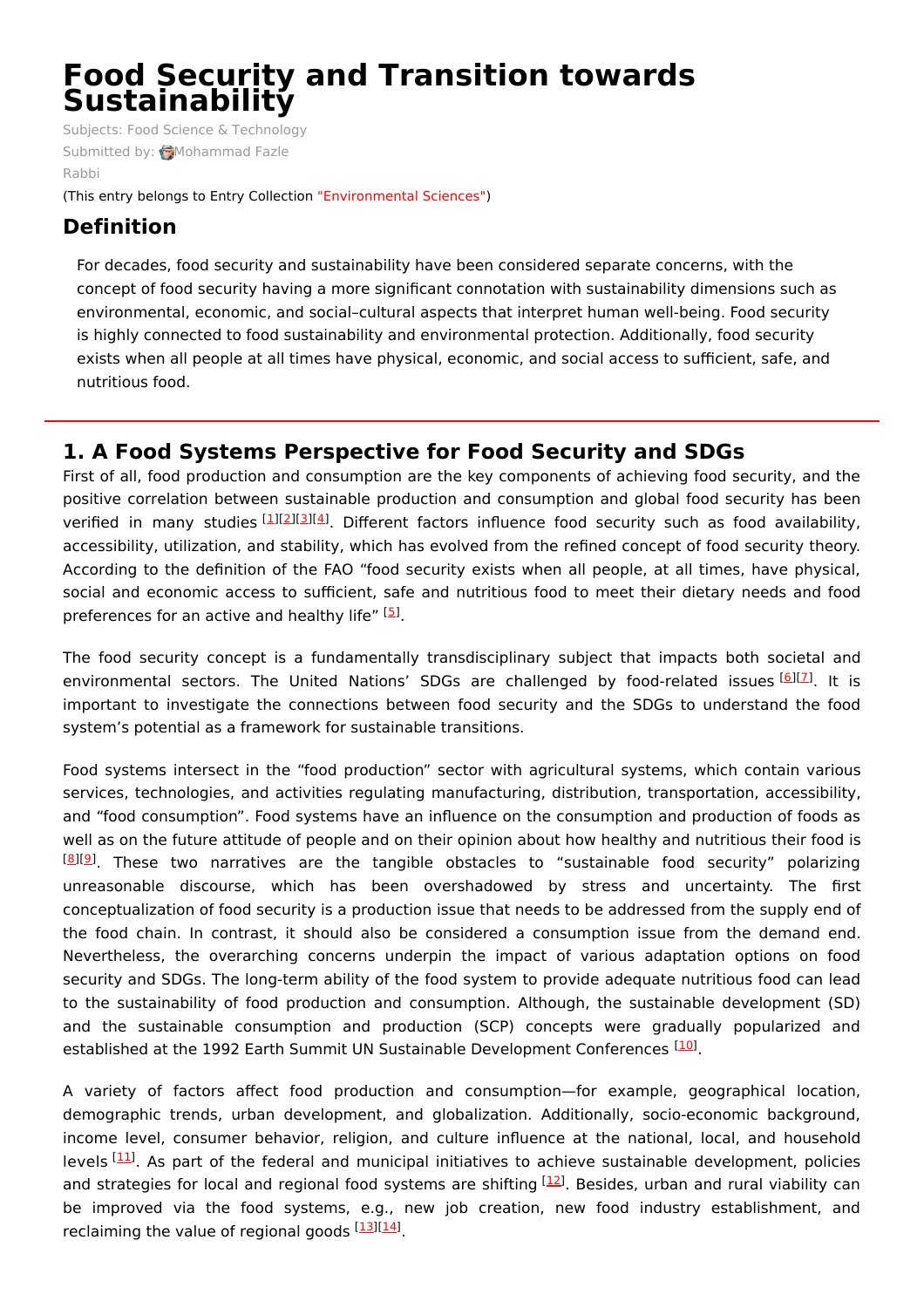# Food Security and Transition towards Sustainability

Subjects: Food Science & Technology

Submitted by: Mohammad Fazle Rabbi

(This entry belongs to Entry Collection "Environmental Sciences")

## Definition

For decades, food security and sustainability have been considered separate concerns, with the concept of food security having a more significant connotation with sustainability dimensions such as environmental, economic, and social–cultural aspects that interpret human well-being. Food security is highly connected to food sustainability and environmental protection. Additionally, food security exists when all people at all times have physical, economic, and social access to sufficient, safe, and nutritious food.

## 1. A Food Systems Perspective for Food Security and SDGs

First of all, food production and consumption are the key components of achieving food security, and the positive correlation between sustainable production and consumption and global food security has been verified in many studies [1][2][3][4]. Different factors influence food security such as food availability, accessibility, utilization, and stability, which has evolved from the refined concept of food security theory. According to the definition of the FAO "food security exists when all people, at all times, have physical, social and economic access to sufficient, safe and nutritious food to meet their dietary needs and food preferences for an active and healthy life" [5].

The food security concept is a fundamentally transdisciplinary subject that impacts both societal and environmental sectors. The United Nations' SDGs are challenged by food-related issues [6][7]. It is important to investigate the connections between food security and the SDGs to understand the food system's potential as a framework for sustainable transitions.

Food systems intersect in the "food production" sector with agricultural systems, which contain various services, technologies, and activities regulating manufacturing, distribution, transportation, accessibility, and "food consumption". Food systems have an influence on the consumption and production of foods as well as on the future attitude of people and on their opinion about how healthy and nutritious their food is [8][9]. These two narratives are the tangible obstacles to "sustainable food security" polarizing unreasonable discourse, which has been overshadowed by stress and uncertainty. The first conceptualization of food security is a production issue that needs to be addressed from the supply end of the food chain. In contrast, it should also be considered a consumption issue from the demand end. Nevertheless, the overarching concerns underpin the impact of various adaptation options on food security and SDGs. The long-term ability of the food system to provide adequate nutritious food can lead to the sustainability of food production and consumption. Although, the sustainable development (SD) and the sustainable consumption and production (SCP) concepts were gradually popularized and established at the 1992 Earth Summit UN Sustainable Development Conferences [10].

A variety of factors affect food production and consumption—for example, geographical location, demographic trends, urban development, and globalization. Additionally, socio-economic background, income level, consumer behavior, religion, and culture influence at the national, local, and household levels [11]. As part of the federal and municipal initiatives to achieve sustainable development, policies and strategies for local and regional food systems are shifting [12]. Besides, urban and rural viability can be improved via the food systems, e.g., new job creation, new food industry establishment, and reclaiming the value of regional goods [13][14].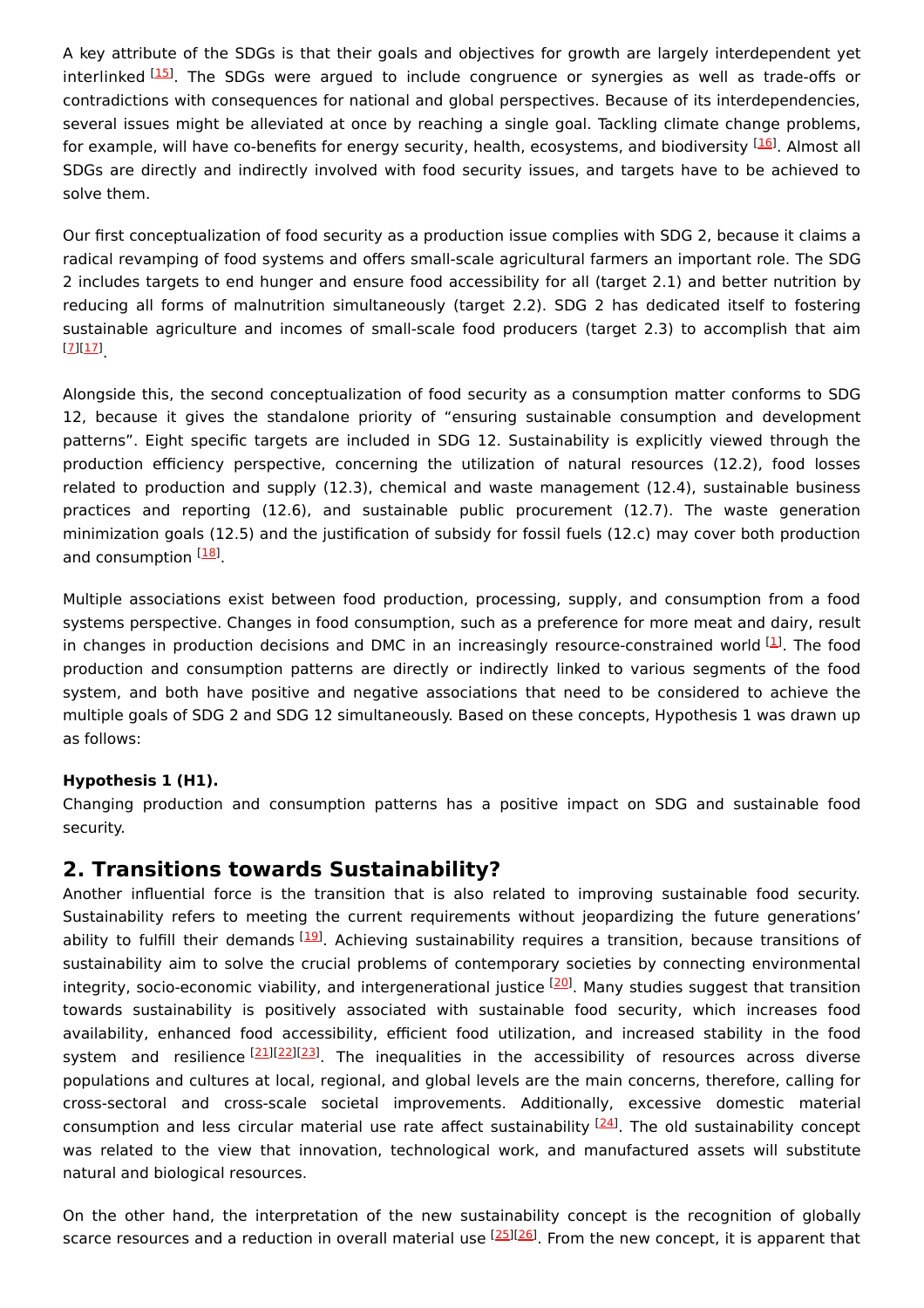A key attribute of the SDGs is that their goals and objectives for growth are largely interdependent yet interlinked [15]. The SDGs were argued to include congruence or synergies as well as trade-offs or contradictions with consequences for national and global perspectives. Because of its interdependencies, several issues might be alleviated at once by reaching a single goal. Tackling climate change problems, for example, will have co-benefits for energy security, health, ecosystems, and biodiversity [16]. Almost all SDGs are directly and indirectly involved with food security issues, and targets have to be achieved to solve them.

Our first conceptualization of food security as a production issue complies with SDG 2, because it claims a radical revamping of food systems and offers small-scale agricultural farmers an important role. The SDG 2 includes targets to end hunger and ensure food accessibility for all (target 2.1) and better nutrition by reducing all forms of malnutrition simultaneously (target 2.2). SDG 2 has dedicated itself to fostering sustainable agriculture and incomes of small-scale food producers (target 2.3) to accomplish that aim [7][17].

Alongside this, the second conceptualization of food security as a consumption matter conforms to SDG 12, because it gives the standalone priority of “ensuring sustainable consumption and development patterns”. Eight specific targets are included in SDG 12. Sustainability is explicitly viewed through the production efficiency perspective, concerning the utilization of natural resources (12.2), food losses related to production and supply (12.3), chemical and waste management (12.4), sustainable business practices and reporting (12.6), and sustainable public procurement (12.7). The waste generation minimization goals (12.5) and the justification of subsidy for fossil fuels (12.c) may cover both production and consumption [18].

Multiple associations exist between food production, processing, supply, and consumption from a food systems perspective. Changes in food consumption, such as a preference for more meat and dairy, result in changes in production decisions and DMC in an increasingly resource-constrained world [1]. The food production and consumption patterns are directly or indirectly linked to various segments of the food system, and both have positive and negative associations that need to be considered to achieve the multiple goals of SDG 2 and SDG 12 simultaneously. Based on these concepts, Hypothesis 1 was drawn up as follows:

**Hypothesis 1 (H1).**
Changing production and consumption patterns has a positive impact on SDG and sustainable food security.

## 2. Transitions towards Sustainability?

Another influential force is the transition that is also related to improving sustainable food security. Sustainability refers to meeting the current requirements without jeopardizing the future generations’ ability to fulfill their demands [19]. Achieving sustainability requires a transition, because transitions of sustainability aim to solve the crucial problems of contemporary societies by connecting environmental integrity, socio-economic viability, and intergenerational justice [20]. Many studies suggest that transition towards sustainability is positively associated with sustainable food security, which increases food availability, enhanced food accessibility, efficient food utilization, and increased stability in the food system and resilience [21][22][23]. The inequalities in the accessibility of resources across diverse populations and cultures at local, regional, and global levels are the main concerns, therefore, calling for cross-sectoral and cross-scale societal improvements. Additionally, excessive domestic material consumption and less circular material use rate affect sustainability [24]. The old sustainability concept was related to the view that innovation, technological work, and manufactured assets will substitute natural and biological resources.

On the other hand, the interpretation of the new sustainability concept is the recognition of globally scarce resources and a reduction in overall material use [25][26]. From the new concept, it is apparent that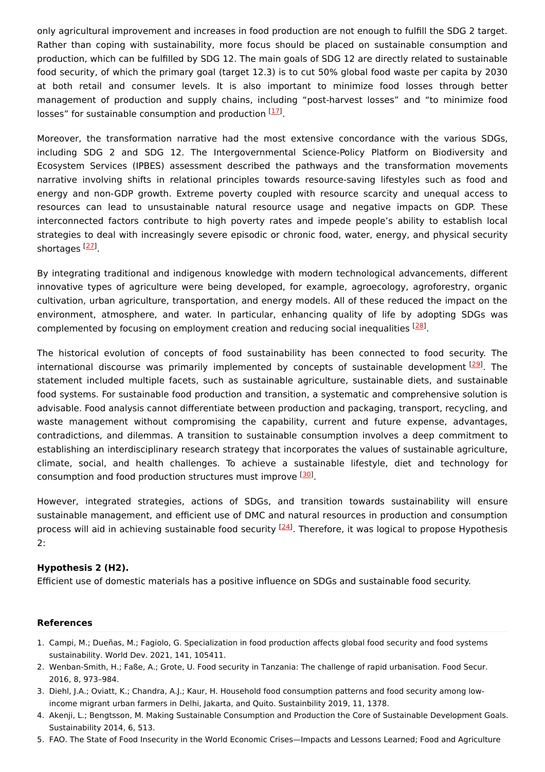only agricultural improvement and increases in food production are not enough to fulfill the SDG 2 target. Rather than coping with sustainability, more focus should be placed on sustainable consumption and production, which can be fulfilled by SDG 12. The main goals of SDG 12 are directly related to sustainable food security, of which the primary goal (target 12.3) is to cut 50% global food waste per capita by 2030 at both retail and consumer levels. It is also important to minimize food losses through better management of production and supply chains, including "post-harvest losses" and "to minimize food losses" for sustainable consumption and production [17].

Moreover, the transformation narrative had the most extensive concordance with the various SDGs, including SDG 2 and SDG 12. The Intergovernmental Science-Policy Platform on Biodiversity and Ecosystem Services (IPBES) assessment described the pathways and the transformation movements narrative involving shifts in relational principles towards resource-saving lifestyles such as food and energy and non-GDP growth. Extreme poverty coupled with resource scarcity and unequal access to resources can lead to unsustainable natural resource usage and negative impacts on GDP. These interconnected factors contribute to high poverty rates and impede people's ability to establish local strategies to deal with increasingly severe episodic or chronic food, water, energy, and physical security shortages [27].

By integrating traditional and indigenous knowledge with modern technological advancements, different innovative types of agriculture were being developed, for example, agroecology, agroforestry, organic cultivation, urban agriculture, transportation, and energy models. All of these reduced the impact on the environment, atmosphere, and water. In particular, enhancing quality of life by adopting SDGs was complemented by focusing on employment creation and reducing social inequalities [28].

The historical evolution of concepts of food sustainability has been connected to food security. The international discourse was primarily implemented by concepts of sustainable development [29]. The statement included multiple facets, such as sustainable agriculture, sustainable diets, and sustainable food systems. For sustainable food production and transition, a systematic and comprehensive solution is advisable. Food analysis cannot differentiate between production and packaging, transport, recycling, and waste management without compromising the capability, current and future expense, advantages, contradictions, and dilemmas. A transition to sustainable consumption involves a deep commitment to establishing an interdisciplinary research strategy that incorporates the values of sustainable agriculture, climate, social, and health challenges. To achieve a sustainable lifestyle, diet and technology for consumption and food production structures must improve [30].

However, integrated strategies, actions of SDGs, and transition towards sustainability will ensure sustainable management, and efficient use of DMC and natural resources in production and consumption process will aid in achieving sustainable food security [24]. Therefore, it was logical to propose Hypothesis 2:

**Hypothesis 2 (H2).**
Efficient use of domestic materials has a positive influence on SDGs and sustainable food security.

### References

1. Campi, M.; Dueñas, M.; Fagiolo, G. Specialization in food production affects global food security and food systems sustainability. World Dev. 2021, 141, 105411.
2. Wenban-Smith, H.; Faße, A.; Grote, U. Food security in Tanzania: The challenge of rapid urbanisation. Food Secur. 2016, 8, 973–984.
3. Diehl, J.A.; Oviatt, K.; Chandra, A.J.; Kaur, H. Household food consumption patterns and food security among low-income migrant urban farmers in Delhi, Jakarta, and Quito. Sustainbility 2019, 11, 1378.
4. Akenji, L.; Bengtsson, M. Making Sustainable Consumption and Production the Core of Sustainable Development Goals. Sustainability 2014, 6, 513.
5. FAO. The State of Food Insecurity in the World Economic Crises—Impacts and Lessons Learned; Food and Agriculture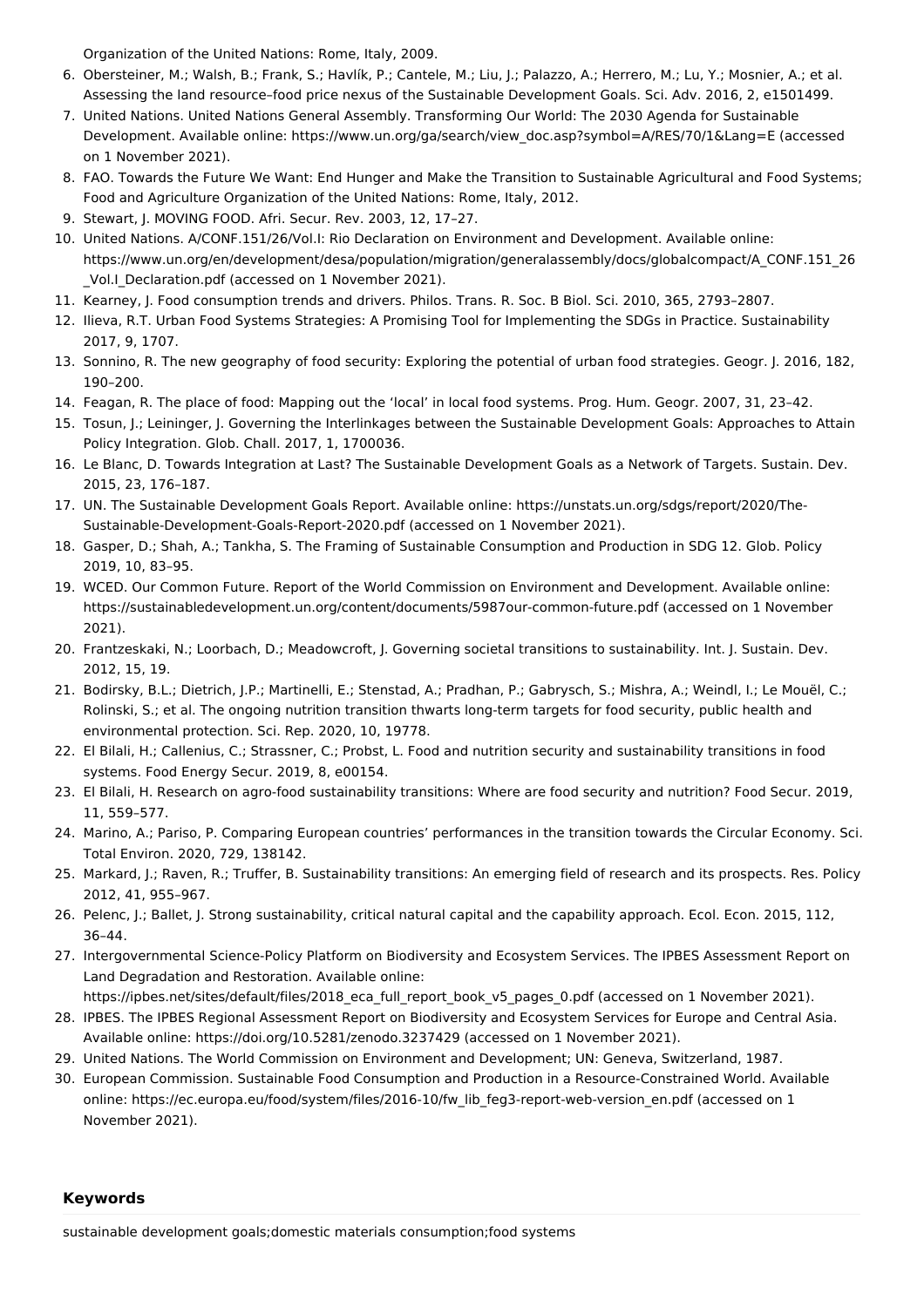Organization of the United Nations: Rome, Italy, 2009.

6. Obersteiner, M.; Walsh, B.; Frank, S.; Havlík, P.; Cantele, M.; Liu, J.; Palazzo, A.; Herrero, M.; Lu, Y.; Mosnier, A.; et al. Assessing the land resource–food price nexus of the Sustainable Development Goals. Sci. Adv. 2016, 2, e1501499.
7. United Nations. United Nations General Assembly. Transforming Our World: The 2030 Agenda for Sustainable Development. Available online: https://www.un.org/ga/search/view_doc.asp?symbol=A/RES/70/1&Lang=E (accessed on 1 November 2021).
8. FAO. Towards the Future We Want: End Hunger and Make the Transition to Sustainable Agricultural and Food Systems; Food and Agriculture Organization of the United Nations: Rome, Italy, 2012.
9. Stewart, J. MOVING FOOD. Afri. Secur. Rev. 2003, 12, 17–27.
10. United Nations. A/CONF.151/26/Vol.I: Rio Declaration on Environment and Development. Available online: https://www.un.org/en/development/desa/population/migration/generalassembly/docs/globalcompact/A_CONF.151_26_Vol.I_Declaration.pdf (accessed on 1 November 2021).
11. Kearney, J. Food consumption trends and drivers. Philos. Trans. R. Soc. B Biol. Sci. 2010, 365, 2793–2807.
12. Ilieva, R.T. Urban Food Systems Strategies: A Promising Tool for Implementing the SDGs in Practice. Sustainability 2017, 9, 1707.
13. Sonnino, R. The new geography of food security: Exploring the potential of urban food strategies. Geogr. J. 2016, 182, 190–200.
14. Feagan, R. The place of food: Mapping out the 'local' in local food systems. Prog. Hum. Geogr. 2007, 31, 23–42.
15. Tosun, J.; Leininger, J. Governing the Interlinkages between the Sustainable Development Goals: Approaches to Attain Policy Integration. Glob. Chall. 2017, 1, 1700036.
16. Le Blanc, D. Towards Integration at Last? The Sustainable Development Goals as a Network of Targets. Sustain. Dev. 2015, 23, 176–187.
17. UN. The Sustainable Development Goals Report. Available online: https://unstats.un.org/sdgs/report/2020/The-Sustainable-Development-Goals-Report-2020.pdf (accessed on 1 November 2021).
18. Gasper, D.; Shah, A.; Tankha, S. The Framing of Sustainable Consumption and Production in SDG 12. Glob. Policy 2019, 10, 83–95.
19. WCED. Our Common Future. Report of the World Commission on Environment and Development. Available online: https://sustainabledevelopment.un.org/content/documents/5987our-common-future.pdf (accessed on 1 November 2021).
20. Frantzeskaki, N.; Loorbach, D.; Meadowcroft, J. Governing societal transitions to sustainability. Int. J. Sustain. Dev. 2012, 15, 19.
21. Bodirsky, B.L.; Dietrich, J.P.; Martinelli, E.; Stenstad, A.; Pradhan, P.; Gabrysch, S.; Mishra, A.; Weindl, I.; Le Mouël, C.; Rolinski, S.; et al. The ongoing nutrition transition thwarts long-term targets for food security, public health and environmental protection. Sci. Rep. 2020, 10, 19778.
22. El Bilali, H.; Callenius, C.; Strassner, C.; Probst, L. Food and nutrition security and sustainability transitions in food systems. Food Energy Secur. 2019, 8, e00154.
23. El Bilali, H. Research on agro-food sustainability transitions: Where are food security and nutrition? Food Secur. 2019, 11, 559–577.
24. Marino, A.; Pariso, P. Comparing European countries' performances in the transition towards the Circular Economy. Sci. Total Environ. 2020, 729, 138142.
25. Markard, J.; Raven, R.; Truffer, B. Sustainability transitions: An emerging field of research and its prospects. Res. Policy 2012, 41, 955–967.
26. Pelenc, J.; Ballet, J. Strong sustainability, critical natural capital and the capability approach. Ecol. Econ. 2015, 112, 36–44.
27. Intergovernmental Science-Policy Platform on Biodiversity and Ecosystem Services. The IPBES Assessment Report on Land Degradation and Restoration. Available online: https://ipbes.net/sites/default/files/2018_eca_full_report_book_v5_pages_0.pdf (accessed on 1 November 2021).
28. IPBES. The IPBES Regional Assessment Report on Biodiversity and Ecosystem Services for Europe and Central Asia. Available online: https://doi.org/10.5281/zenodo.3237429 (accessed on 1 November 2021).
29. United Nations. The World Commission on Environment and Development; UN: Geneva, Switzerland, 1987.
30. European Commission. Sustainable Food Consumption and Production in a Resource-Constrained World. Available online: https://ec.europa.eu/food/system/files/2016-10/fw_lib_feg3-report-web-version_en.pdf (accessed on 1 November 2021).

### Keywords

sustainable development goals;domestic materials consumption;food systems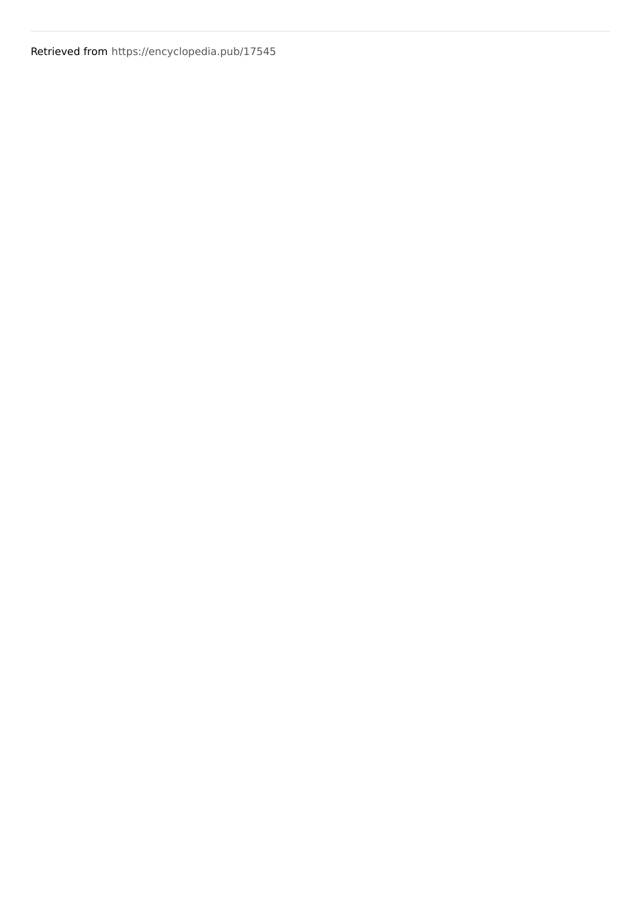Retrieved from https://encyclopedia.pub/17545